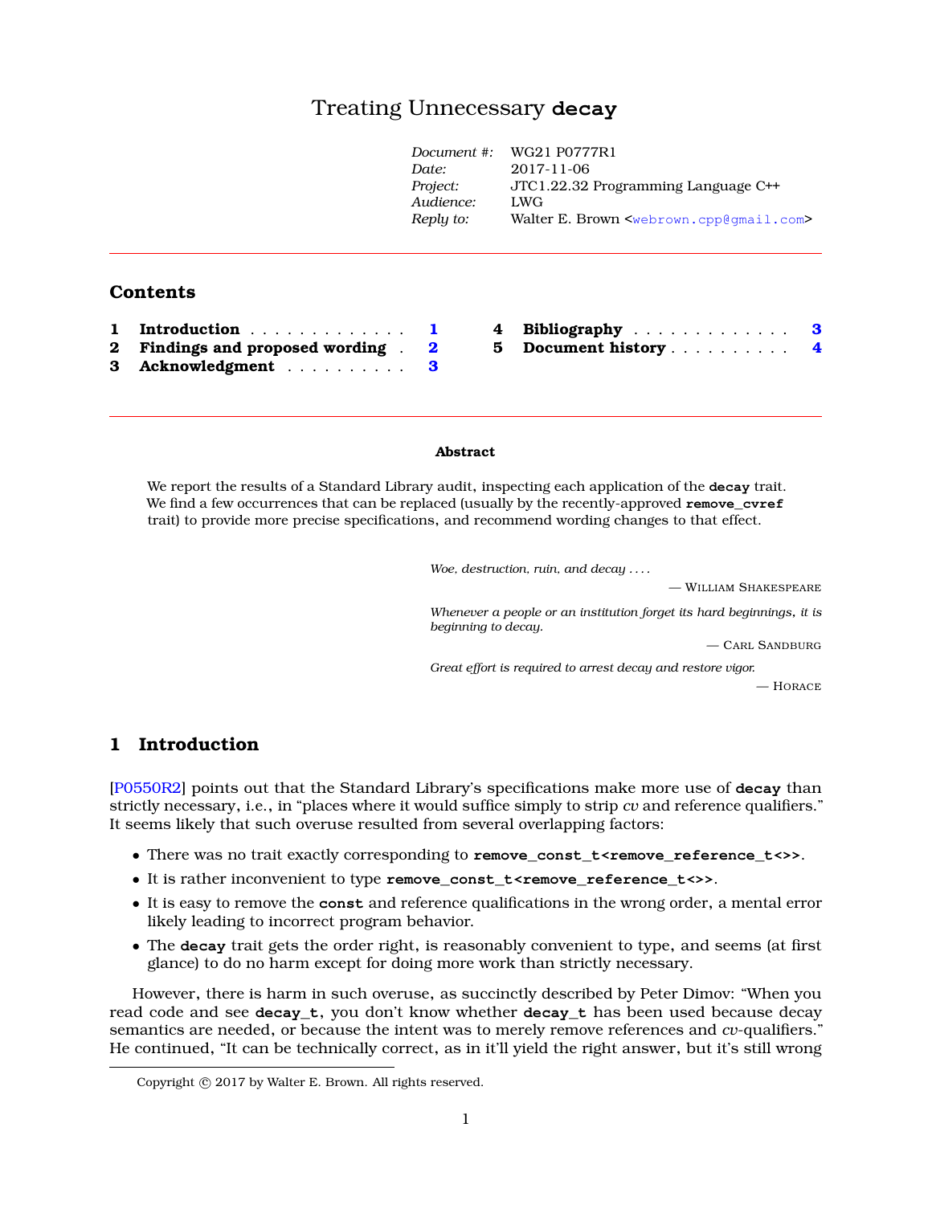# Treating Unnecessary **decay**

| | |
|---|---|
| *Document #:* | WG21 P0777R1 |
| *Date:* | 2017-11-06 |
| *Project:* | JTC1.22.32 Programming Language C++ |
| *Audience:* | LWG |
| *Reply to:* | Walter E. Brown <webrown.cpp@gmail.com> |

## Contents

1 **Introduction** . . . . . . . . . . . . . 1
2 **Findings and proposed wording** . 2
3 **Acknowledgment** . . . . . . . . . . 3
4 **Bibliography** . . . . . . . . . . . . . 3
5 **Document history** . . . . . . . . . . 4

**Abstract**

We report the results of a Standard Library audit, inspecting each application of the **decay** trait. We find a few occurrences that can be replaced (usually by the recently-approved **remove_cvref** trait) to provide more precise specifications, and recommend wording changes to that effect.

> *Woe, destruction, ruin, and decay . . . .*
>
> — WILLIAM SHAKESPEARE

> *Whenever a people or an institution forget its hard beginnings, it is beginning to decay.*
>
> — CARL SANDBURG

> *Great effort is required to arrest decay and restore vigor.*
>
> — HORACE

## 1 Introduction

[P0550R2] points out that the Standard Library's specifications make more use of **decay** than strictly necessary, i.e., in "places where it would suffice simply to strip *cv* and reference qualifiers." It seems likely that such overuse resulted from several overlapping factors:

- There was no trait exactly corresponding to **remove_const_t<remove_reference_t<>>**.
- It is rather inconvenient to type **remove_const_t<remove_reference_t<>>**.
- It is easy to remove the **const** and reference qualifications in the wrong order, a mental error likely leading to incorrect program behavior.
- The **decay** trait gets the order right, is reasonably convenient to type, and seems (at first glance) to do no harm except for doing more work than strictly necessary.

However, there is harm in such overuse, as succinctly described by Peter Dimov: "When you read code and see **decay_t**, you don't know whether **decay_t** has been used because decay semantics are needed, or because the intent was to merely remove references and *cv*-qualifiers." He continued, "It can be technically correct, as in it'll yield the right answer, but it's still wrong

Copyright © 2017 by Walter E. Brown. All rights reserved.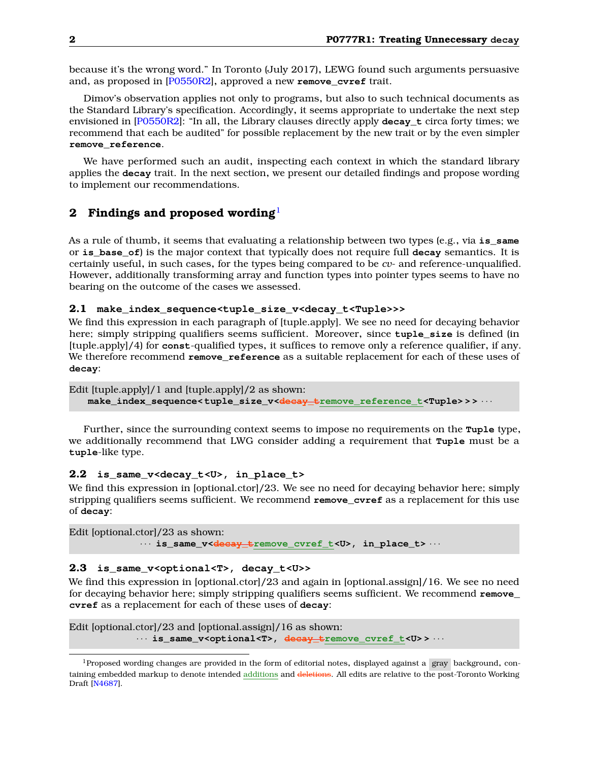because it's the wrong word." In Toronto (July 2017), LEWG found such arguments persuasive and, as proposed in [P0550R2], approved a new **remove_cvref** trait.

Dimov's observation applies not only to programs, but also to such technical documents as the Standard Library's specification. Accordingly, it seems appropriate to undertake the next step envisioned in [P0550R2]: "In all, the Library clauses directly apply **decay_t** circa forty times; we recommend that each be audited" for possible replacement by the new trait or by the even simpler **remove_reference**.

We have performed such an audit, inspecting each context in which the standard library applies the **decay** trait. In the next section, we present our detailed findings and propose wording to implement our recommendations.

## 2 Findings and proposed wording[1]

As a rule of thumb, it seems that evaluating a relationship between two types (e.g., via **is_same** or **is_base_of**) is the major context that typically does not require full **decay** semantics. It is certainly useful, in such cases, for the types being compared to be *cv*- and reference-unqualified. However, additionally transforming array and function types into pointer types seems to have no bearing on the outcome of the cases we assessed.

### 2.1 make_index_sequence<tuple_size_v<decay_t<Tuple>>>

We find this expression in each paragraph of [tuple.apply]. We see no need for decaying behavior here; simply stripping qualifiers seems sufficient. Moreover, since **tuple_size** is defined (in [tuple.apply]/4) for **const**-qualified types, it suffices to remove only a reference qualifier, if any. We therefore recommend **remove_reference** as a suitable replacement for each of these uses of **decay**:

> Edit [tuple.apply]/1 and [tuple.apply]/2 as shown:
> **make_index_sequence<tuple_size_v<~~decay_t~~remove_reference_t<Tuple>>>** ···

Further, since the surrounding context seems to impose no requirements on the **Tuple** type, we additionally recommend that LWG consider adding a requirement that **Tuple** must be a **tuple**-like type.

### 2.2 is_same_v<decay_t<U>, in_place_t>

We find this expression in [optional.ctor]/23. We see no need for decaying behavior here; simply stripping qualifiers seems sufficient. We recommend **remove_cvref** as a replacement for this use of **decay**:

> Edit [optional.ctor]/23 as shown:
> ··· **is_same_v<~~decay_t~~remove_cvref_t<U>, in_place_t>** ···

### 2.3 is_same_v<optional<T>, decay_t<U>>

We find this expression in [optional.ctor]/23 and again in [optional.assign]/16. We see no need for decaying behavior here; simply stripping qualifiers seems sufficient. We recommend **remove_cvref** as a replacement for each of these uses of **decay**:

> Edit [optional.ctor]/23 and [optional.assign]/16 as shown:
> ··· **is_same_v<optional<T>, ~~decay_t~~remove_cvref_t<U>>** ···

---

[1] Proposed wording changes are provided in the form of editorial notes, displayed against a gray background, containing embedded markup to denote intended additions and ~~deletions~~. All edits are relative to the post-Toronto Working Draft [N4687].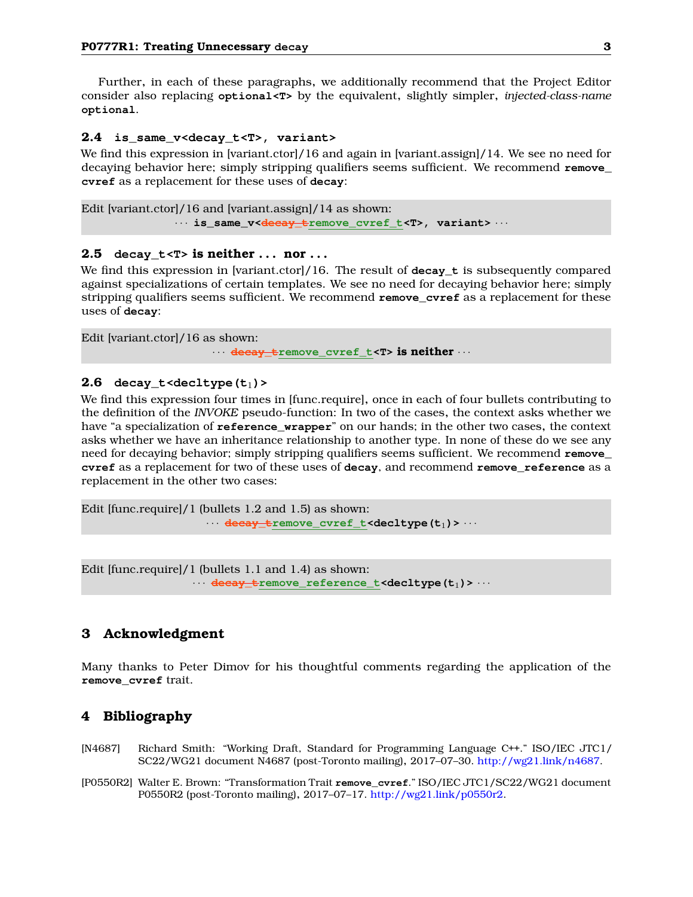Further, in each of these paragraphs, we additionally recommend that the Project Editor consider also replacing **`optional<T>`** by the equivalent, slightly simpler, *injected-class-name* **`optional`**.

### 2.4 `is_same_v<decay_t<T>, variant>`

We find this expression in [variant.ctor]/16 and again in [variant.assign]/14. We see no need for decaying behavior here; simply stripping qualifiers seems sufficient. We recommend **`remove_cvref`** as a replacement for these uses of **`decay`**:

> Edit [variant.ctor]/16 and [variant.assign]/14 as shown:
>
> ··· **`is_same_v<`**~~`decay_t`~~<u>`remove_cvref_t`</u>**`<T>, variant>`** ···

### 2.5 `decay_t<T>` is neither ... nor ...

We find this expression in [variant.ctor]/16. The result of **`decay_t`** is subsequently compared against specializations of certain templates. We see no need for decaying behavior here; simply stripping qualifiers seems sufficient. We recommend **`remove_cvref`** as a replacement for these uses of **`decay`**:

> Edit [variant.ctor]/16 as shown:
>
> ··· ~~`decay_t`~~<u>`remove_cvref_t`</u>**`<T>` is neither** ···

### 2.6 `decay_t<decltype(t1)>`

We find this expression four times in [func.require], once in each of four bullets contributing to the definition of the *INVOKE* pseudo-function: In two of the cases, the context asks whether we have "a specialization of **`reference_wrapper`**" on our hands; in the other two cases, the context asks whether we have an inheritance relationship to another type. In none of these do we see any need for decaying behavior; simply stripping qualifiers seems sufficient. We recommend **`remove_cvref`** as a replacement for two of these uses of **`decay`**, and recommend **`remove_reference`** as a replacement in the other two cases:

> Edit [func.require]/1 (bullets 1.2 and 1.5) as shown:
>
> ··· ~~`decay_t`~~<u>`remove_cvref_t`</u>**`<decltype(t1)>`** ···

> Edit [func.require]/1 (bullets 1.1 and 1.4) as shown:
>
> ··· ~~`decay_t`~~<u>`remove_reference_t`</u>**`<decltype(t1)>`** ···

## 3 Acknowledgment

Many thanks to Peter Dimov for his thoughtful comments regarding the application of the **`remove_cvref`** trait.

## 4 Bibliography

[N4687] Richard Smith: "Working Draft, Standard for Programming Language C++." ISO/IEC JTC1/SC22/WG21 document N4687 (post-Toronto mailing), 2017–07–30. http://wg21.link/n4687.

[P0550R2] Walter E. Brown: "Transformation Trait **`remove_cvref`**." ISO/IEC JTC1/SC22/WG21 document P0550R2 (post-Toronto mailing), 2017–07–17. http://wg21.link/p0550r2.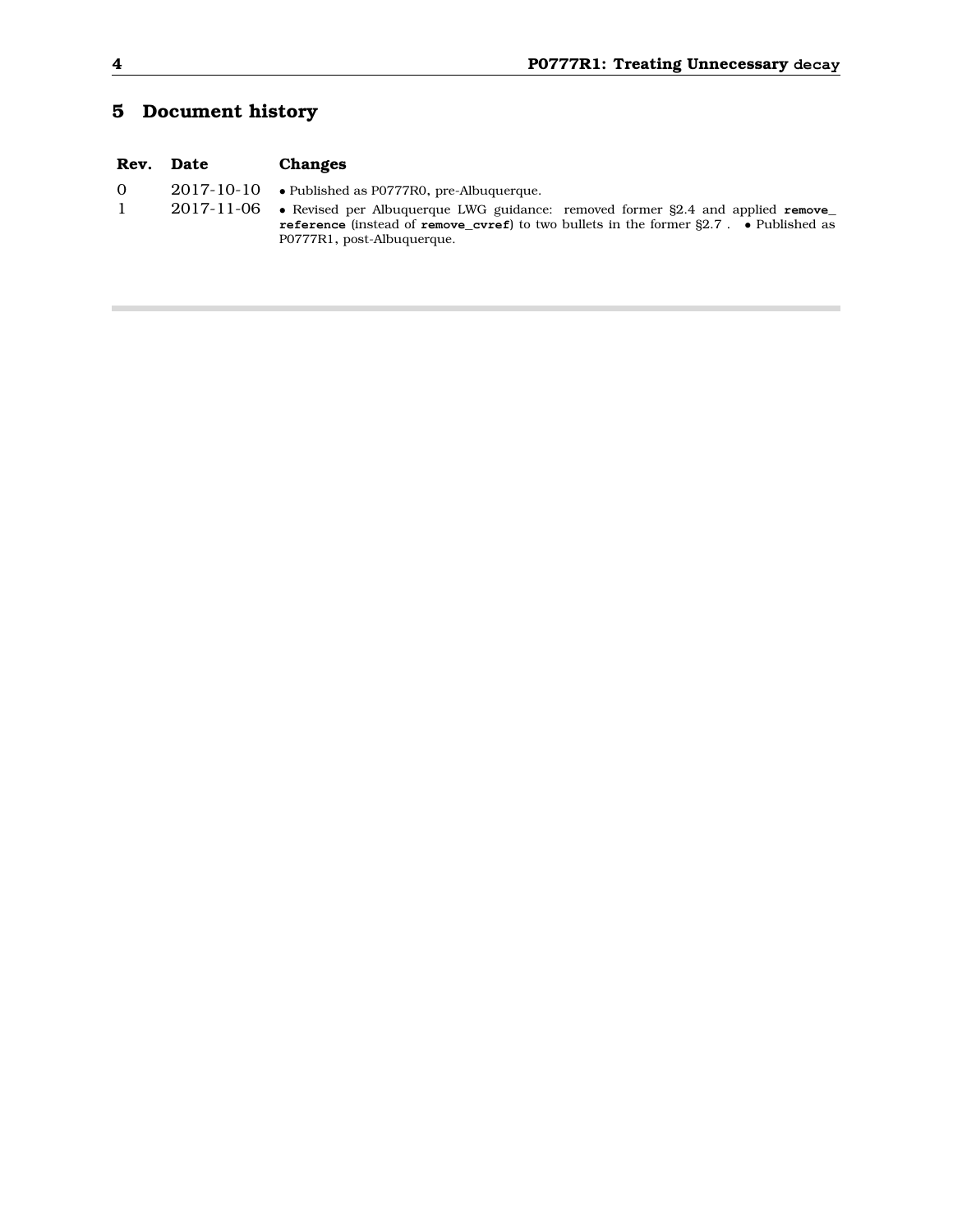# 5 Document history

| Rev. | Date | Changes |
| --- | --- | --- |
| 0 | 2017-10-10 | • Published as P0777R0, pre-Albuquerque. |
| 1 | 2017-11-06 | • Revised per Albuquerque LWG guidance: removed former §2.4 and applied **remove_reference** (instead of **remove_cvref**) to two bullets in the former §2.7 . • Published as P0777R1, post-Albuquerque. |